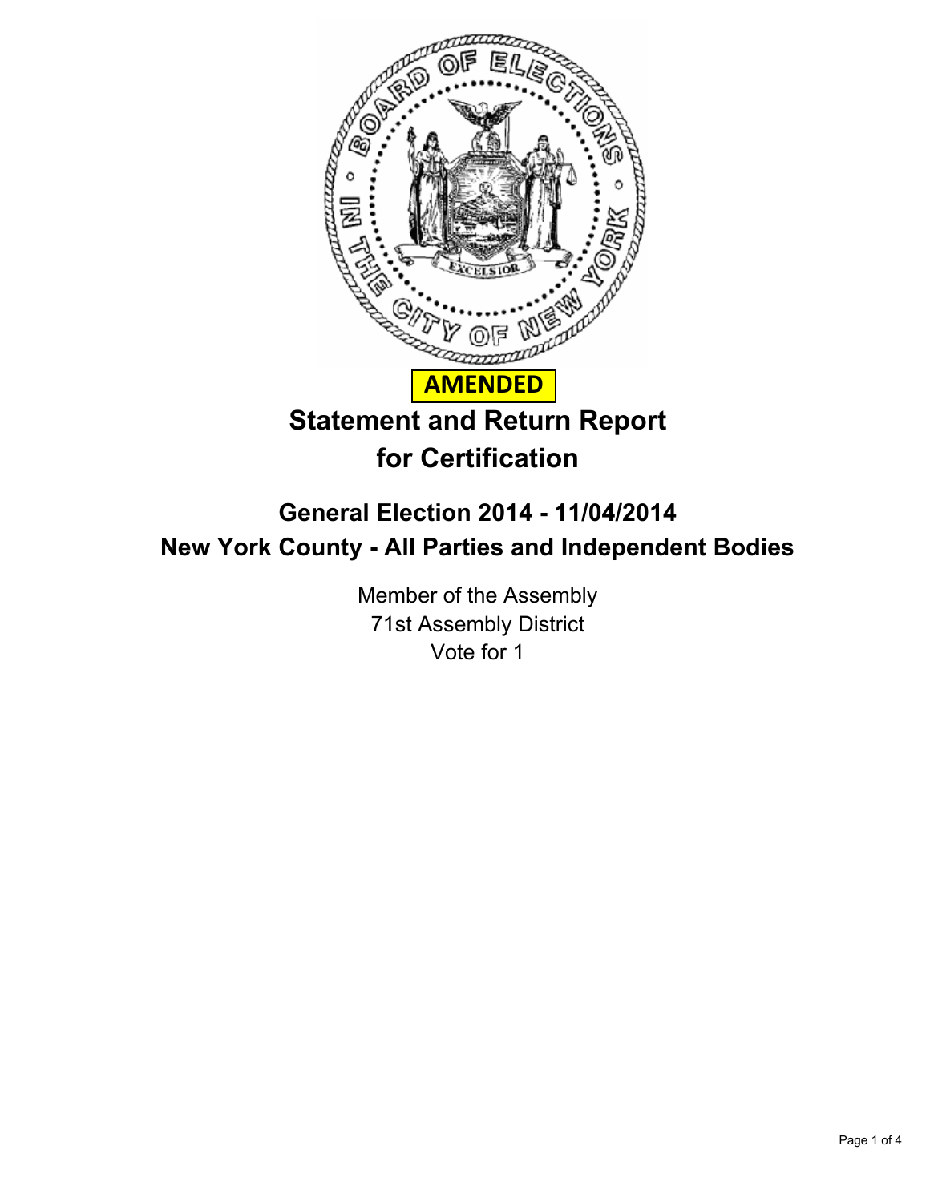**AMENDED**

# Statement and Return Report for Certification

## General Election 2014 - 11/04/2014
## New York County - All Parties and Independent Bodies

Member of the Assembly
71st Assembly District
Vote for 1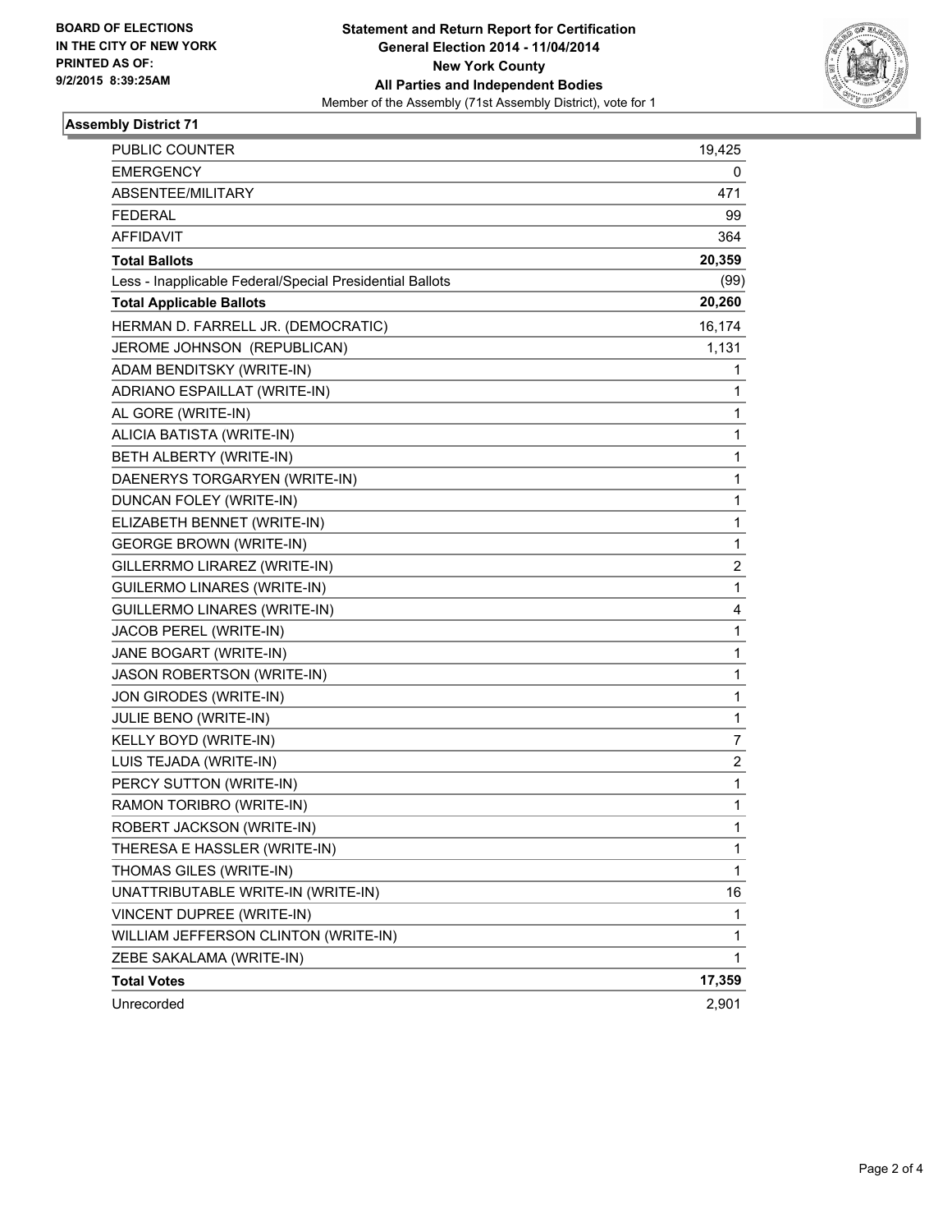**BOARD OF ELECTIONS IN THE CITY OF NEW YORK PRINTED AS OF: 9/2/2015 8:39:25AM**

**Statement and Return Report for Certification**
**General Election 2014 - 11/04/2014**
**New York County**
**All Parties and Independent Bodies**
Member of the Assembly (71st Assembly District), vote for 1

## Assembly District 71

| | |
|---|---|
| PUBLIC COUNTER | 19,425 |
| EMERGENCY | 0 |
| ABSENTEE/MILITARY | 471 |
| FEDERAL | 99 |
| AFFIDAVIT | 364 |
| **Total Ballots** | **20,359** |
| Less - Inapplicable Federal/Special Presidential Ballots | (99) |
| **Total Applicable Ballots** | **20,260** |
| HERMAN D. FARRELL JR. (DEMOCRATIC) | 16,174 |
| JEROME JOHNSON (REPUBLICAN) | 1,131 |
| ADAM BENDITSKY (WRITE-IN) | 1 |
| ADRIANO ESPAILLAT (WRITE-IN) | 1 |
| AL GORE (WRITE-IN) | 1 |
| ALICIA BATISTA (WRITE-IN) | 1 |
| BETH ALBERTY (WRITE-IN) | 1 |
| DAENERYS TORGARYEN (WRITE-IN) | 1 |
| DUNCAN FOLEY (WRITE-IN) | 1 |
| ELIZABETH BENNET (WRITE-IN) | 1 |
| GEORGE BROWN (WRITE-IN) | 1 |
| GILLERRMO LIRAREZ (WRITE-IN) | 2 |
| GUILERMO LINARES (WRITE-IN) | 1 |
| GUILLERMO LINARES (WRITE-IN) | 4 |
| JACOB PEREL (WRITE-IN) | 1 |
| JANE BOGART (WRITE-IN) | 1 |
| JASON ROBERTSON (WRITE-IN) | 1 |
| JON GIRODES (WRITE-IN) | 1 |
| JULIE BENO (WRITE-IN) | 1 |
| KELLY BOYD (WRITE-IN) | 7 |
| LUIS TEJADA (WRITE-IN) | 2 |
| PERCY SUTTON (WRITE-IN) | 1 |
| RAMON TORIBRO (WRITE-IN) | 1 |
| ROBERT JACKSON (WRITE-IN) | 1 |
| THERESA E HASSLER (WRITE-IN) | 1 |
| THOMAS GILES (WRITE-IN) | 1 |
| UNATTRIBUTABLE WRITE-IN (WRITE-IN) | 16 |
| VINCENT DUPREE (WRITE-IN) | 1 |
| WILLIAM JEFFERSON CLINTON (WRITE-IN) | 1 |
| ZEBE SAKALAMA (WRITE-IN) | 1 |
| **Total Votes** | **17,359** |
| Unrecorded | 2,901 |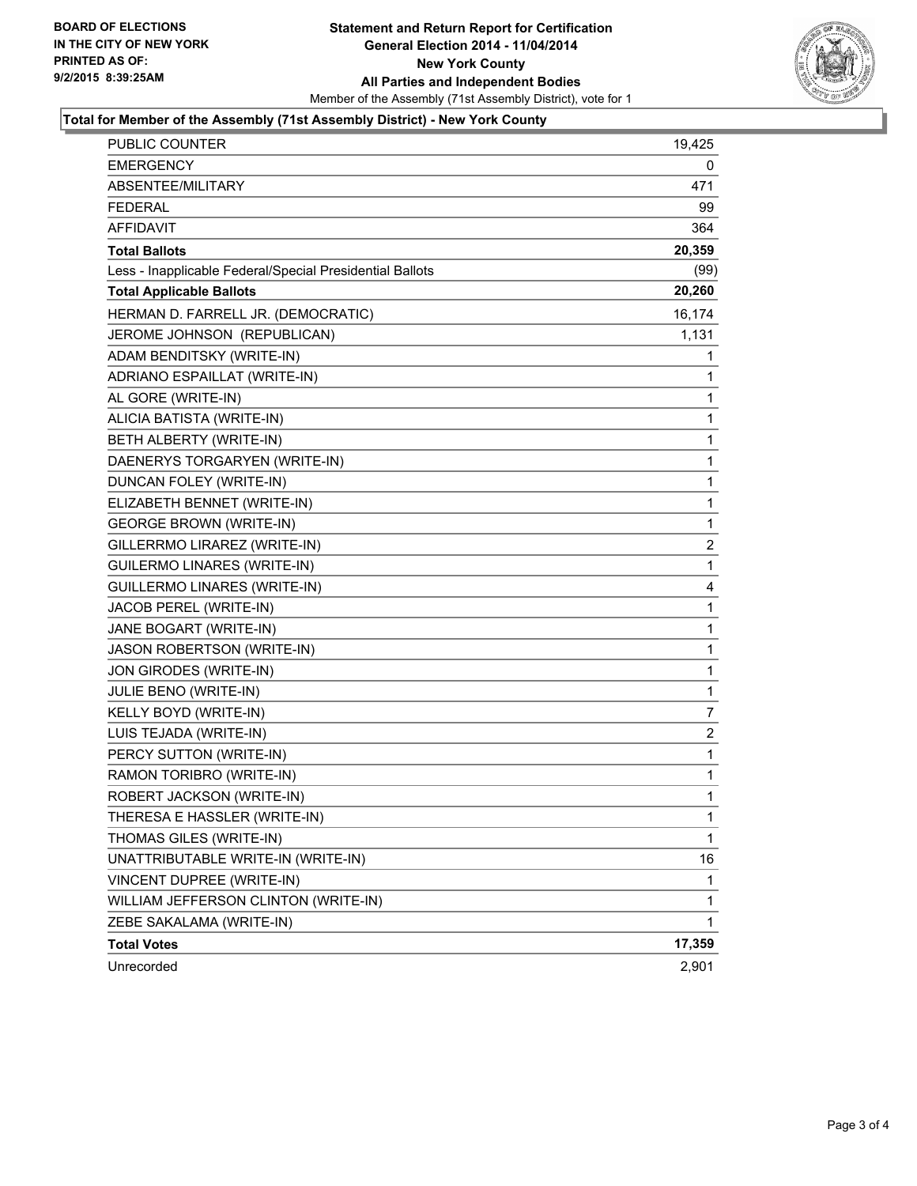**BOARD OF ELECTIONS IN THE CITY OF NEW YORK PRINTED AS OF: 9/2/2015 8:39:25AM**

# Statement and Return Report for Certification
## General Election 2014 - 11/04/2014
## New York County
## All Parties and Independent Bodies

Member of the Assembly (71st Assembly District), vote for 1

### Total for Member of the Assembly (71st Assembly District) - New York County

| | |
|---|---|
| PUBLIC COUNTER | 19,425 |
| EMERGENCY | 0 |
| ABSENTEE/MILITARY | 471 |
| FEDERAL | 99 |
| AFFIDAVIT | 364 |
| **Total Ballots** | **20,359** |
| Less - Inapplicable Federal/Special Presidential Ballots | (99) |
| **Total Applicable Ballots** | **20,260** |
| HERMAN D. FARRELL JR. (DEMOCRATIC) | 16,174 |
| JEROME JOHNSON (REPUBLICAN) | 1,131 |
| ADAM BENDITSKY (WRITE-IN) | 1 |
| ADRIANO ESPAILLAT (WRITE-IN) | 1 |
| AL GORE (WRITE-IN) | 1 |
| ALICIA BATISTA (WRITE-IN) | 1 |
| BETH ALBERTY (WRITE-IN) | 1 |
| DAENERYS TORGARYEN (WRITE-IN) | 1 |
| DUNCAN FOLEY (WRITE-IN) | 1 |
| ELIZABETH BENNET (WRITE-IN) | 1 |
| GEORGE BROWN (WRITE-IN) | 1 |
| GILLERRMO LIRAREZ (WRITE-IN) | 2 |
| GUILERMO LINARES (WRITE-IN) | 1 |
| GUILLERMO LINARES (WRITE-IN) | 4 |
| JACOB PEREL (WRITE-IN) | 1 |
| JANE BOGART (WRITE-IN) | 1 |
| JASON ROBERTSON (WRITE-IN) | 1 |
| JON GIRODES (WRITE-IN) | 1 |
| JULIE BENO (WRITE-IN) | 1 |
| KELLY BOYD (WRITE-IN) | 7 |
| LUIS TEJADA (WRITE-IN) | 2 |
| PERCY SUTTON (WRITE-IN) | 1 |
| RAMON TORIBRO (WRITE-IN) | 1 |
| ROBERT JACKSON (WRITE-IN) | 1 |
| THERESA E HASSLER (WRITE-IN) | 1 |
| THOMAS GILES (WRITE-IN) | 1 |
| UNATTRIBUTABLE WRITE-IN (WRITE-IN) | 16 |
| VINCENT DUPREE (WRITE-IN) | 1 |
| WILLIAM JEFFERSON CLINTON (WRITE-IN) | 1 |
| ZEBE SAKALAMA (WRITE-IN) | 1 |
| **Total Votes** | **17,359** |
| Unrecorded | 2,901 |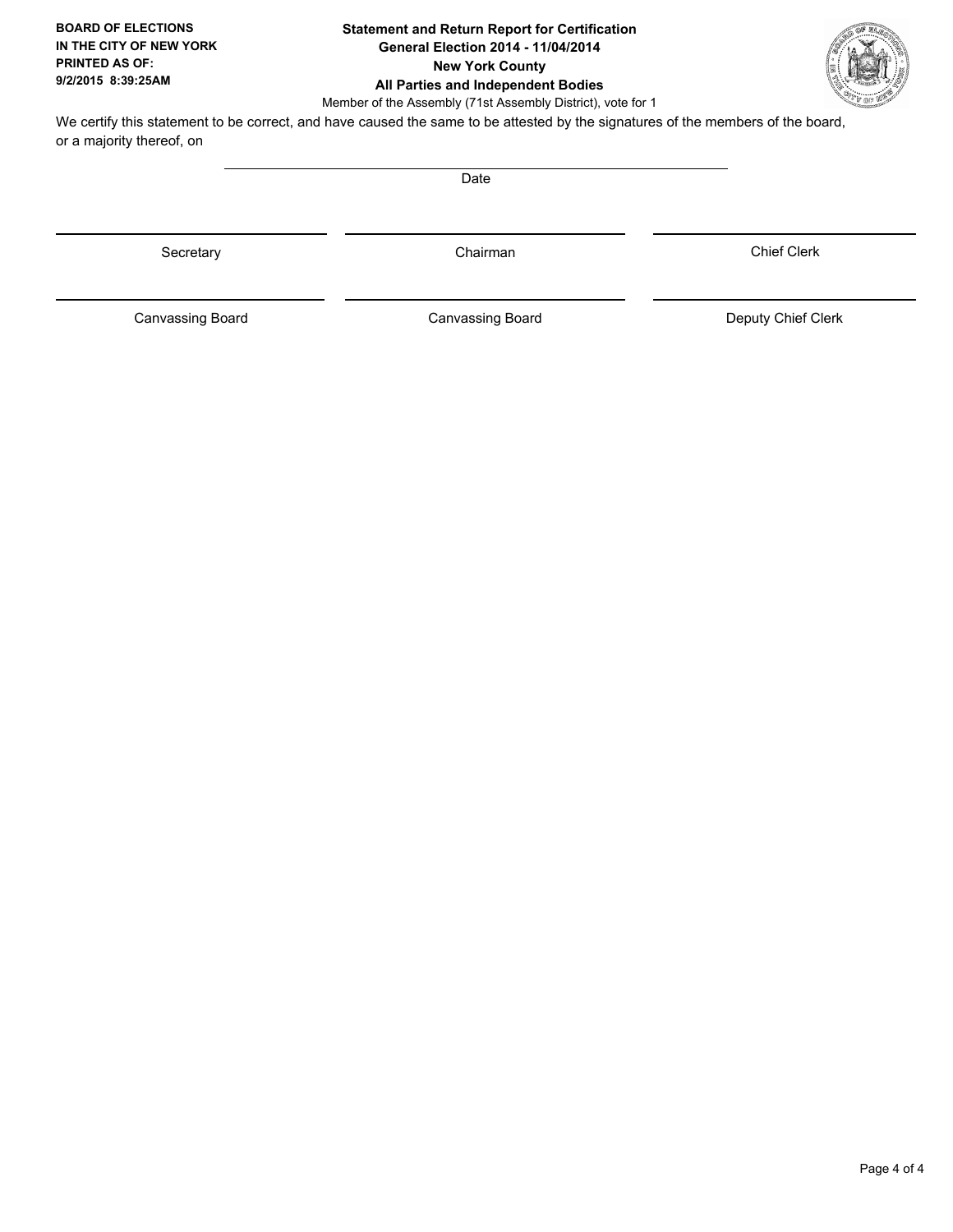**BOARD OF ELECTIONS**
**IN THE CITY OF NEW YORK**
**PRINTED AS OF:**
**9/2/2015 8:39:25AM**

**Statement and Return Report for Certification**
**General Election 2014 - 11/04/2014**
**New York County**
**All Parties and Independent Bodies**

Member of the Assembly (71st Assembly District), vote for 1

We certify this statement to be correct, and have caused the same to be attested by the signatures of the members of the board, or a majority thereof, on

Date

| | | |
|---|---|---|
| Secretary | Chairman | Chief Clerk |
| Canvassing Board | Canvassing Board | Deputy Chief Clerk |